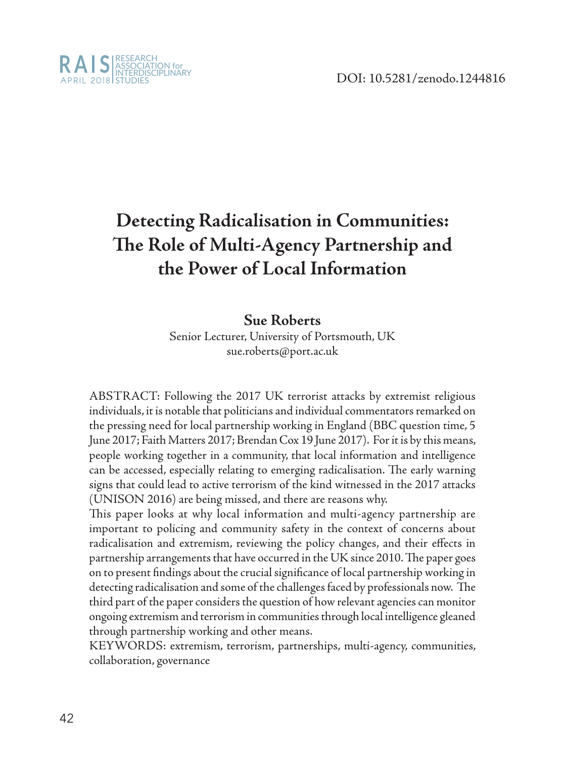DOI: 10.5281/zenodo.1244816

# Detecting Radicalisation in Communities: The Role of Multi-Agency Partnership and the Power of Local Information

**Sue Roberts**

Senior Lecturer, University of Portsmouth, UK
sue.roberts@port.ac.uk

ABSTRACT: Following the 2017 UK terrorist attacks by extremist religious individuals, it is notable that politicians and individual commentators remarked on the pressing need for local partnership working in England (BBC question time, 5 June 2017; Faith Matters 2017; Brendan Cox 19 June 2017). For it is by this means, people working together in a community, that local information and intelligence can be accessed, especially relating to emerging radicalisation. The early warning signs that could lead to active terrorism of the kind witnessed in the 2017 attacks (UNISON 2016) are being missed, and there are reasons why.

This paper looks at why local information and multi-agency partnership are important to policing and community safety in the context of concerns about radicalisation and extremism, reviewing the policy changes, and their effects in partnership arrangements that have occurred in the UK since 2010. The paper goes on to present findings about the crucial significance of local partnership working in detecting radicalisation and some of the challenges faced by professionals now. The third part of the paper considers the question of how relevant agencies can monitor ongoing extremism and terrorism in communities through local intelligence gleaned through partnership working and other means.

KEYWORDS: extremism, terrorism, partnerships, multi-agency, communities, collaboration, governance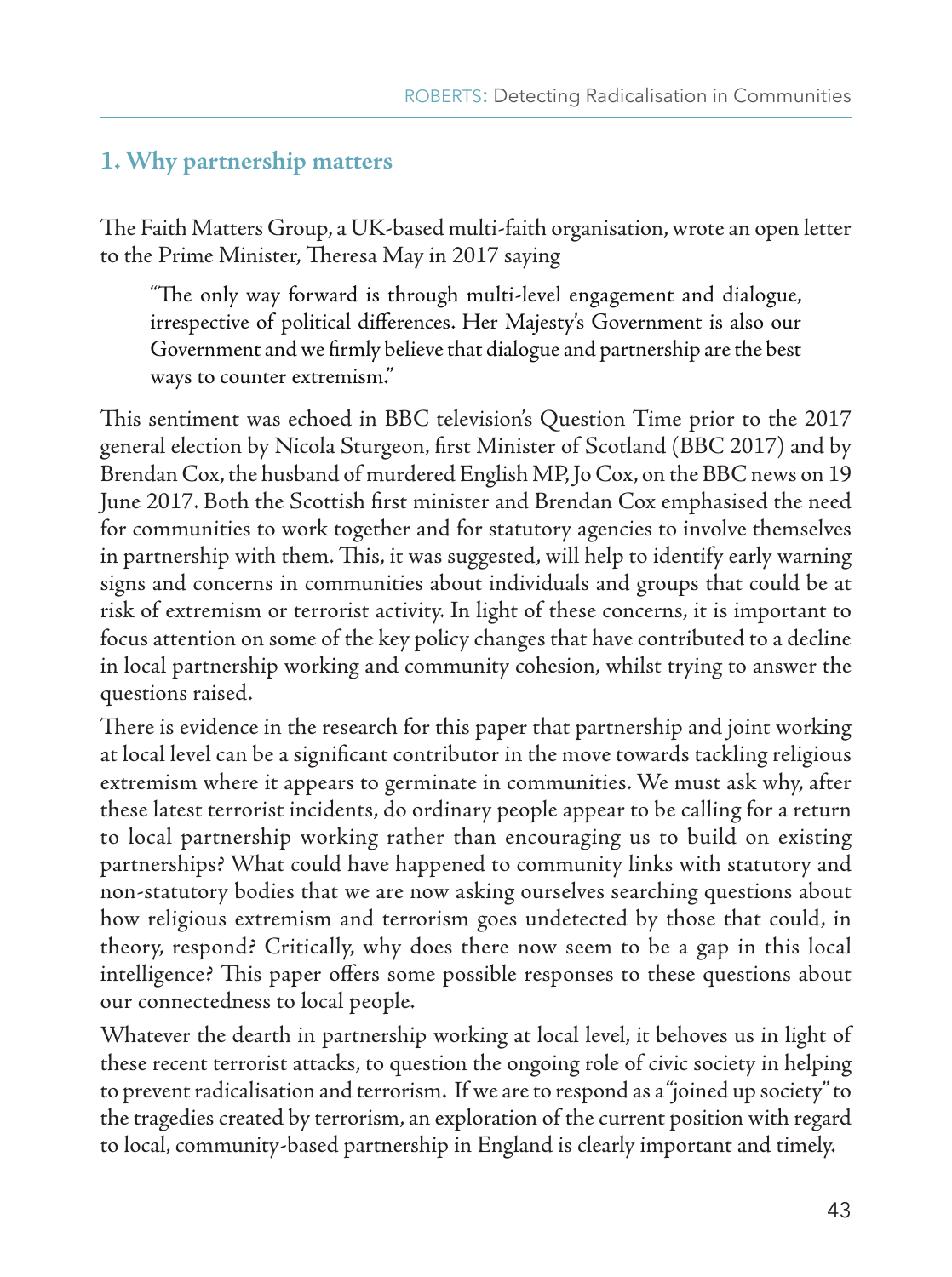## 1. Why partnership matters

The Faith Matters Group, a UK-based multi-faith organisation, wrote an open letter to the Prime Minister, Theresa May in 2017 saying

> "The only way forward is through multi-level engagement and dialogue, irrespective of political differences. Her Majesty's Government is also our Government and we firmly believe that dialogue and partnership are the best ways to counter extremism."

This sentiment was echoed in BBC television's Question Time prior to the 2017 general election by Nicola Sturgeon, first Minister of Scotland (BBC 2017) and by Brendan Cox, the husband of murdered English MP, Jo Cox, on the BBC news on 19 June 2017. Both the Scottish first minister and Brendan Cox emphasised the need for communities to work together and for statutory agencies to involve themselves in partnership with them. This, it was suggested, will help to identify early warning signs and concerns in communities about individuals and groups that could be at risk of extremism or terrorist activity. In light of these concerns, it is important to focus attention on some of the key policy changes that have contributed to a decline in local partnership working and community cohesion, whilst trying to answer the questions raised.

There is evidence in the research for this paper that partnership and joint working at local level can be a significant contributor in the move towards tackling religious extremism where it appears to germinate in communities. We must ask why, after these latest terrorist incidents, do ordinary people appear to be calling for a return to local partnership working rather than encouraging us to build on existing partnerships? What could have happened to community links with statutory and non-statutory bodies that we are now asking ourselves searching questions about how religious extremism and terrorism goes undetected by those that could, in theory, respond? Critically, why does there now seem to be a gap in this local intelligence? This paper offers some possible responses to these questions about our connectedness to local people.

Whatever the dearth in partnership working at local level, it behoves us in light of these recent terrorist attacks, to question the ongoing role of civic society in helping to prevent radicalisation and terrorism. If we are to respond as a "joined up society" to the tragedies created by terrorism, an exploration of the current position with regard to local, community-based partnership in England is clearly important and timely.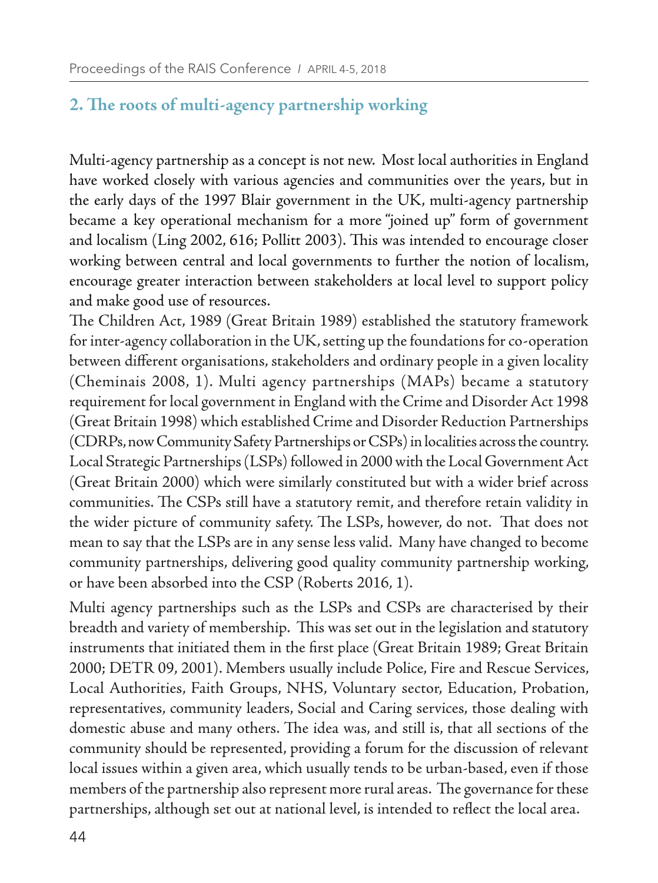## 2. The roots of multi-agency partnership working

Multi-agency partnership as a concept is not new. Most local authorities in England have worked closely with various agencies and communities over the years, but in the early days of the 1997 Blair government in the UK, multi-agency partnership became a key operational mechanism for a more "joined up" form of government and localism (Ling 2002, 616; Pollitt 2003). This was intended to encourage closer working between central and local governments to further the notion of localism, encourage greater interaction between stakeholders at local level to support policy and make good use of resources.

The Children Act, 1989 (Great Britain 1989) established the statutory framework for inter-agency collaboration in the UK, setting up the foundations for co-operation between different organisations, stakeholders and ordinary people in a given locality (Cheminais 2008, 1). Multi agency partnerships (MAPs) became a statutory requirement for local government in England with the Crime and Disorder Act 1998 (Great Britain 1998) which established Crime and Disorder Reduction Partnerships (CDRPs, now Community Safety Partnerships or CSPs) in localities across the country. Local Strategic Partnerships (LSPs) followed in 2000 with the Local Government Act (Great Britain 2000) which were similarly constituted but with a wider brief across communities. The CSPs still have a statutory remit, and therefore retain validity in the wider picture of community safety. The LSPs, however, do not. That does not mean to say that the LSPs are in any sense less valid. Many have changed to become community partnerships, delivering good quality community partnership working, or have been absorbed into the CSP (Roberts 2016, 1).

Multi agency partnerships such as the LSPs and CSPs are characterised by their breadth and variety of membership. This was set out in the legislation and statutory instruments that initiated them in the first place (Great Britain 1989; Great Britain 2000; DETR 09, 2001). Members usually include Police, Fire and Rescue Services, Local Authorities, Faith Groups, NHS, Voluntary sector, Education, Probation, representatives, community leaders, Social and Caring services, those dealing with domestic abuse and many others. The idea was, and still is, that all sections of the community should be represented, providing a forum for the discussion of relevant local issues within a given area, which usually tends to be urban-based, even if those members of the partnership also represent more rural areas. The governance for these partnerships, although set out at national level, is intended to reflect the local area.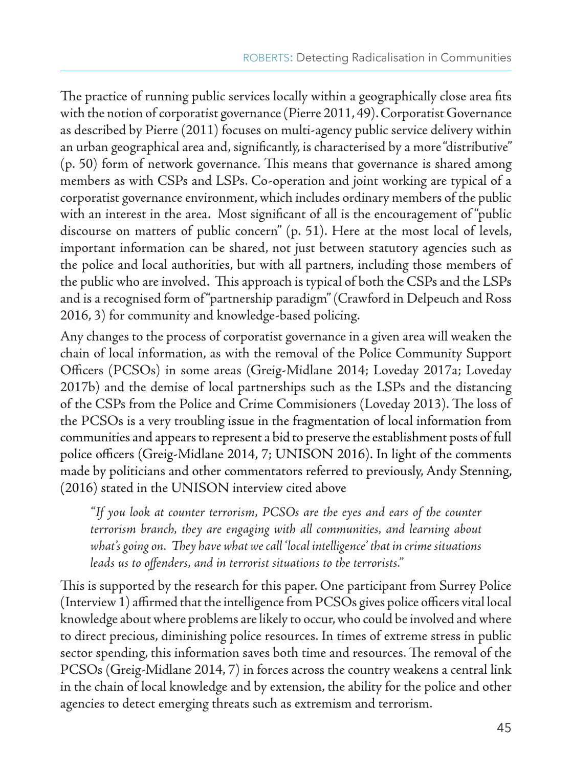The practice of running public services locally within a geographically close area fits with the notion of corporatist governance (Pierre 2011, 49). Corporatist Governance as described by Pierre (2011) focuses on multi-agency public service delivery within an urban geographical area and, significantly, is characterised by a more "distributive" (p. 50) form of network governance. This means that governance is shared among members as with CSPs and LSPs. Co-operation and joint working are typical of a corporatist governance environment, which includes ordinary members of the public with an interest in the area. Most significant of all is the encouragement of "public discourse on matters of public concern" (p. 51). Here at the most local of levels, important information can be shared, not just between statutory agencies such as the police and local authorities, but with all partners, including those members of the public who are involved. This approach is typical of both the CSPs and the LSPs and is a recognised form of "partnership paradigm" (Crawford in Delpeuch and Ross 2016, 3) for community and knowledge-based policing.

Any changes to the process of corporatist governance in a given area will weaken the chain of local information, as with the removal of the Police Community Support Officers (PCSOs) in some areas (Greig-Midlane 2014; Loveday 2017a; Loveday 2017b) and the demise of local partnerships such as the LSPs and the distancing of the CSPs from the Police and Crime Commisioners (Loveday 2013). The loss of the PCSOs is a very troubling issue in the fragmentation of local information from communities and appears to represent a bid to preserve the establishment posts of full police officers (Greig-Midlane 2014, 7; UNISON 2016). In light of the comments made by politicians and other commentators referred to previously, Andy Stenning, (2016) stated in the UNISON interview cited above

> *"If you look at counter terrorism, PCSOs are the eyes and ears of the counter terrorism branch, they are engaging with all communities, and learning about what's going on. They have what we call 'local intelligence' that in crime situations leads us to offenders, and in terrorist situations to the terrorists."*

This is supported by the research for this paper. One participant from Surrey Police (Interview 1) affirmed that the intelligence from PCSOs gives police officers vital local knowledge about where problems are likely to occur, who could be involved and where to direct precious, diminishing police resources. In times of extreme stress in public sector spending, this information saves both time and resources. The removal of the PCSOs (Greig-Midlane 2014, 7) in forces across the country weakens a central link in the chain of local knowledge and by extension, the ability for the police and other agencies to detect emerging threats such as extremism and terrorism.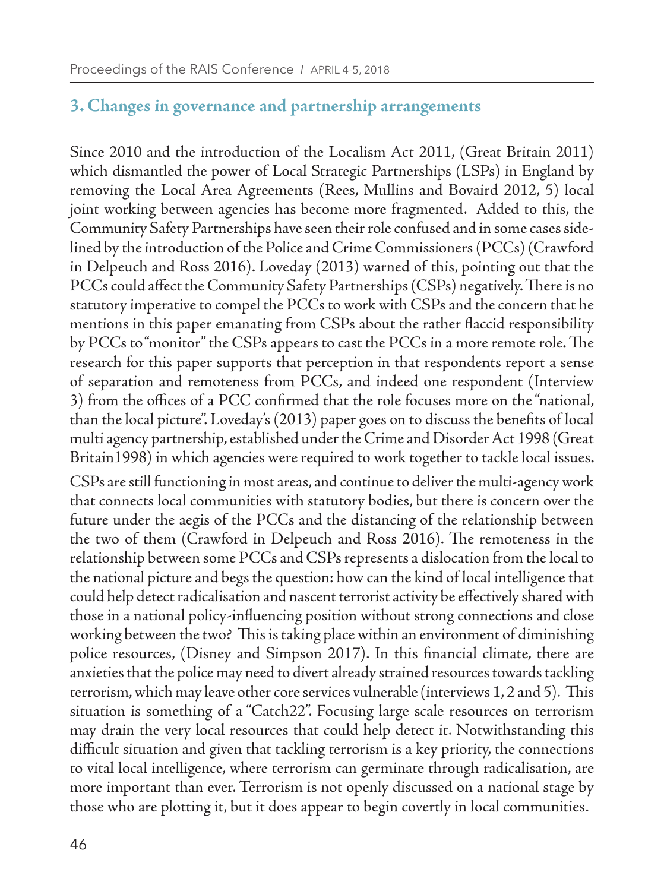## 3. Changes in governance and partnership arrangements

Since 2010 and the introduction of the Localism Act 2011, (Great Britain 2011) which dismantled the power of Local Strategic Partnerships (LSPs) in England by removing the Local Area Agreements (Rees, Mullins and Bovaird 2012, 5) local joint working between agencies has become more fragmented. Added to this, the Community Safety Partnerships have seen their role confused and in some cases side-lined by the introduction of the Police and Crime Commissioners (PCCs) (Crawford in Delpeuch and Ross 2016). Loveday (2013) warned of this, pointing out that the PCCs could affect the Community Safety Partnerships (CSPs) negatively. There is no statutory imperative to compel the PCCs to work with CSPs and the concern that he mentions in this paper emanating from CSPs about the rather flaccid responsibility by PCCs to "monitor" the CSPs appears to cast the PCCs in a more remote role. The research for this paper supports that perception in that respondents report a sense of separation and remoteness from PCCs, and indeed one respondent (Interview 3) from the offices of a PCC confirmed that the role focuses more on the "national, than the local picture". Loveday's (2013) paper goes on to discuss the benefits of local multi agency partnership, established under the Crime and Disorder Act 1998 (Great Britain1998) in which agencies were required to work together to tackle local issues.

CSPs are still functioning in most areas, and continue to deliver the multi-agency work that connects local communities with statutory bodies, but there is concern over the future under the aegis of the PCCs and the distancing of the relationship between the two of them (Crawford in Delpeuch and Ross 2016). The remoteness in the relationship between some PCCs and CSPs represents a dislocation from the local to the national picture and begs the question: how can the kind of local intelligence that could help detect radicalisation and nascent terrorist activity be effectively shared with those in a national policy-influencing position without strong connections and close working between the two? This is taking place within an environment of diminishing police resources, (Disney and Simpson 2017). In this financial climate, there are anxieties that the police may need to divert already strained resources towards tackling terrorism, which may leave other core services vulnerable (interviews 1, 2 and 5). This situation is something of a "Catch22". Focusing large scale resources on terrorism may drain the very local resources that could help detect it. Notwithstanding this difficult situation and given that tackling terrorism is a key priority, the connections to vital local intelligence, where terrorism can germinate through radicalisation, are more important than ever. Terrorism is not openly discussed on a national stage by those who are plotting it, but it does appear to begin covertly in local communities.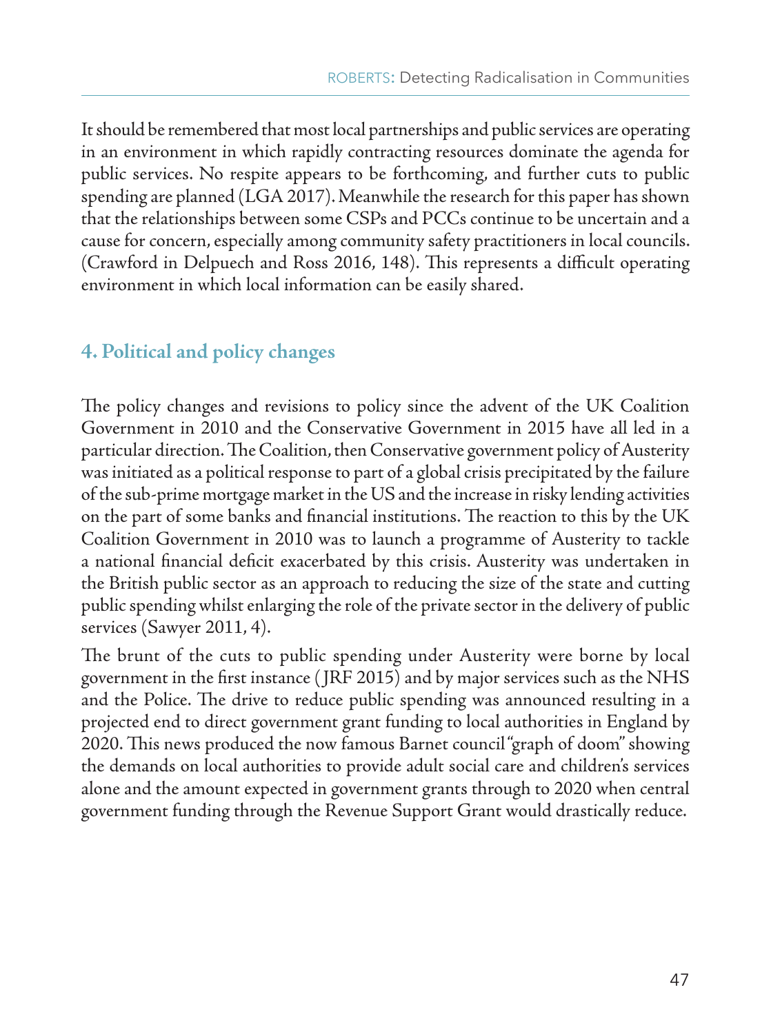It should be remembered that most local partnerships and public services are operating in an environment in which rapidly contracting resources dominate the agenda for public services. No respite appears to be forthcoming, and further cuts to public spending are planned (LGA 2017). Meanwhile the research for this paper has shown that the relationships between some CSPs and PCCs continue to be uncertain and a cause for concern, especially among community safety practitioners in local councils. (Crawford in Delpuech and Ross 2016, 148). This represents a difficult operating environment in which local information can be easily shared.

## 4. Political and policy changes

The policy changes and revisions to policy since the advent of the UK Coalition Government in 2010 and the Conservative Government in 2015 have all led in a particular direction. The Coalition, then Conservative government policy of Austerity was initiated as a political response to part of a global crisis precipitated by the failure of the sub-prime mortgage market in the US and the increase in risky lending activities on the part of some banks and financial institutions. The reaction to this by the UK Coalition Government in 2010 was to launch a programme of Austerity to tackle a national financial deficit exacerbated by this crisis. Austerity was undertaken in the British public sector as an approach to reducing the size of the state and cutting public spending whilst enlarging the role of the private sector in the delivery of public services (Sawyer 2011, 4).

The brunt of the cuts to public spending under Austerity were borne by local government in the first instance (JRF 2015) and by major services such as the NHS and the Police. The drive to reduce public spending was announced resulting in a projected end to direct government grant funding to local authorities in England by 2020. This news produced the now famous Barnet council "graph of doom" showing the demands on local authorities to provide adult social care and children's services alone and the amount expected in government grants through to 2020 when central government funding through the Revenue Support Grant would drastically reduce.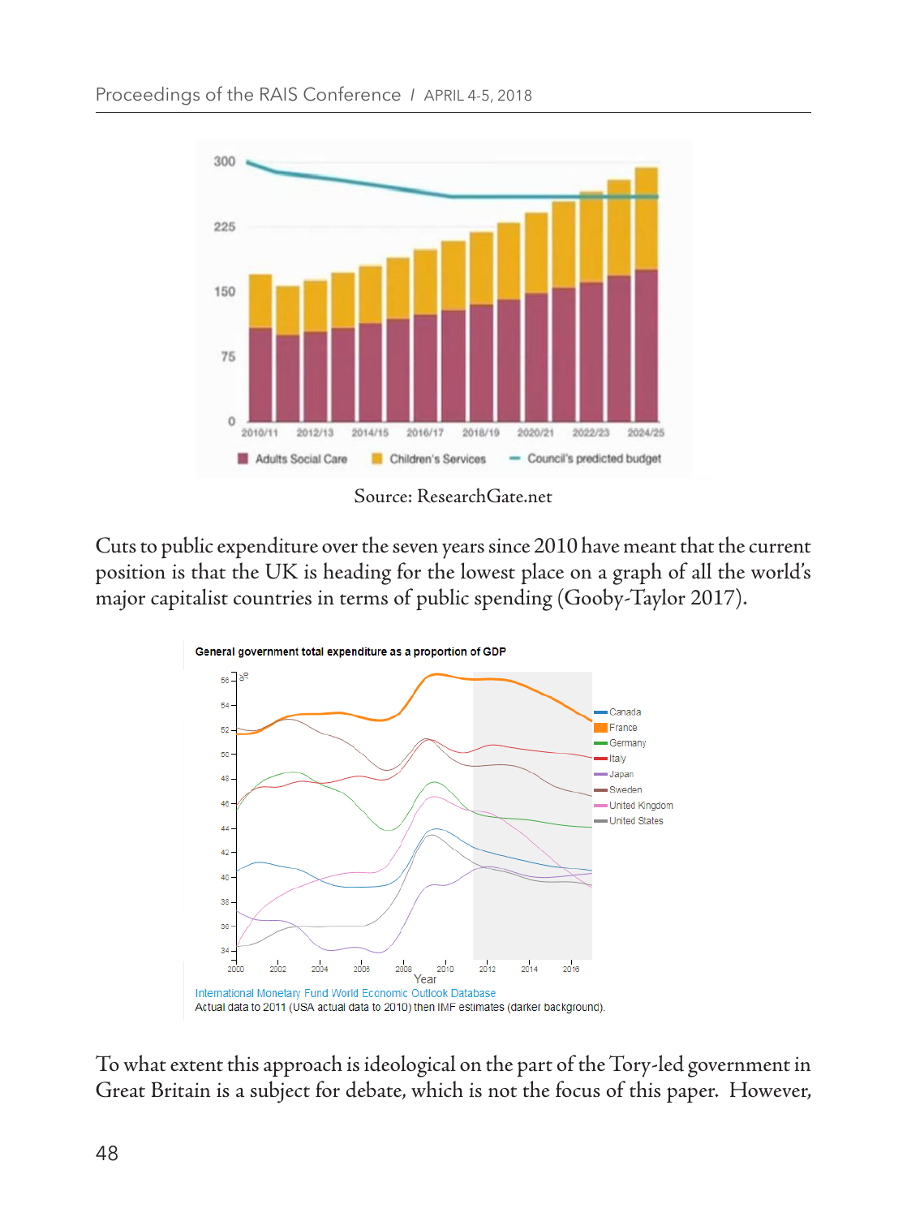Source: ResearchGate.net

Cuts to public expenditure over the seven years since 2010 have meant that the current position is that the UK is heading for the lowest place on a graph of all the world's major capitalist countries in terms of public spending (Gooby-Taylor 2017).

General government total expenditure as a proportion of GDP

International Monetary Fund World Economic Outlook Database
Actual data to 2011 (USA actual data to 2010) then IMF estimates (darker background).

To what extent this approach is ideological on the part of the Tory-led government in Great Britain is a subject for debate, which is not the focus of this paper. However,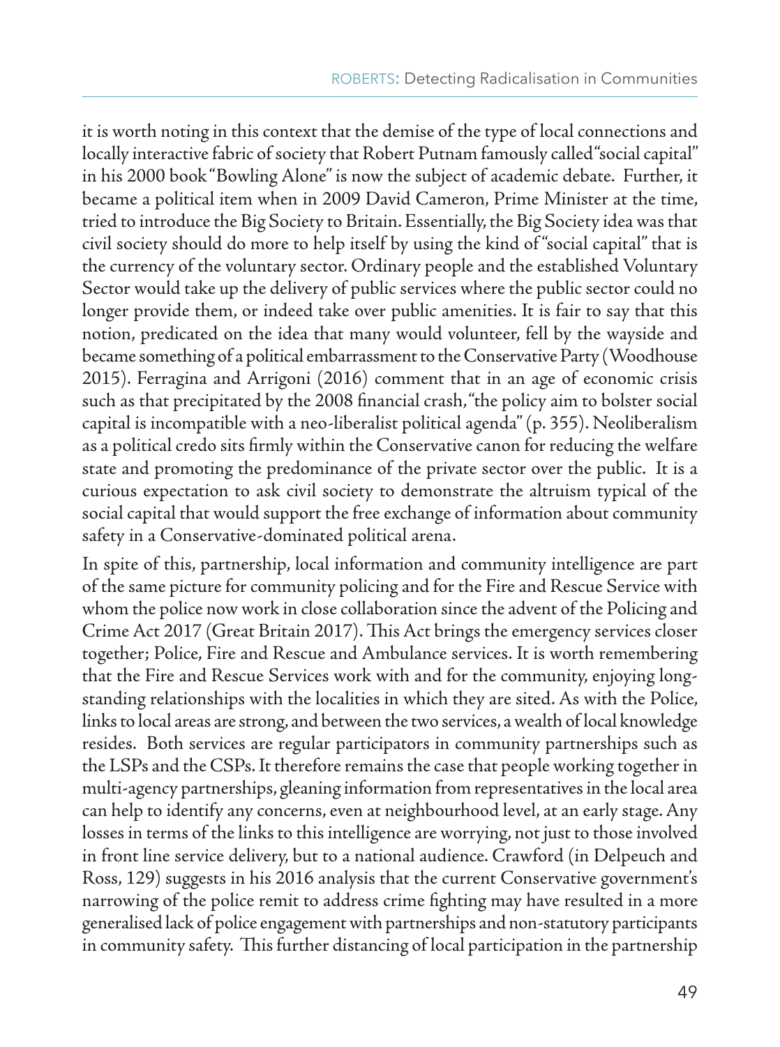it is worth noting in this context that the demise of the type of local connections and locally interactive fabric of society that Robert Putnam famously called "social capital" in his 2000 book "Bowling Alone" is now the subject of academic debate. Further, it became a political item when in 2009 David Cameron, Prime Minister at the time, tried to introduce the Big Society to Britain. Essentially, the Big Society idea was that civil society should do more to help itself by using the kind of "social capital" that is the currency of the voluntary sector. Ordinary people and the established Voluntary Sector would take up the delivery of public services where the public sector could no longer provide them, or indeed take over public amenities. It is fair to say that this notion, predicated on the idea that many would volunteer, fell by the wayside and became something of a political embarrassment to the Conservative Party (Woodhouse 2015). Ferragina and Arrigoni (2016) comment that in an age of economic crisis such as that precipitated by the 2008 financial crash, "the policy aim to bolster social capital is incompatible with a neo-liberalist political agenda" (p. 355). Neoliberalism as a political credo sits firmly within the Conservative canon for reducing the welfare state and promoting the predominance of the private sector over the public. It is a curious expectation to ask civil society to demonstrate the altruism typical of the social capital that would support the free exchange of information about community safety in a Conservative-dominated political arena.

In spite of this, partnership, local information and community intelligence are part of the same picture for community policing and for the Fire and Rescue Service with whom the police now work in close collaboration since the advent of the Policing and Crime Act 2017 (Great Britain 2017). This Act brings the emergency services closer together; Police, Fire and Rescue and Ambulance services. It is worth remembering that the Fire and Rescue Services work with and for the community, enjoying long-standing relationships with the localities in which they are sited. As with the Police, links to local areas are strong, and between the two services, a wealth of local knowledge resides. Both services are regular participators in community partnerships such as the LSPs and the CSPs. It therefore remains the case that people working together in multi-agency partnerships, gleaning information from representatives in the local area can help to identify any concerns, even at neighbourhood level, at an early stage. Any losses in terms of the links to this intelligence are worrying, not just to those involved in front line service delivery, but to a national audience. Crawford (in Delpeuch and Ross, 129) suggests in his 2016 analysis that the current Conservative government's narrowing of the police remit to address crime fighting may have resulted in a more generalised lack of police engagement with partnerships and non-statutory participants in community safety. This further distancing of local participation in the partnership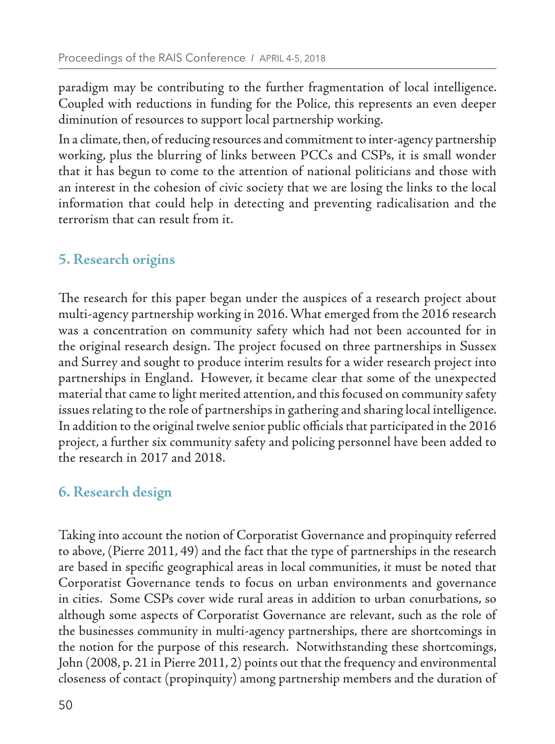paradigm may be contributing to the further fragmentation of local intelligence. Coupled with reductions in funding for the Police, this represents an even deeper diminution of resources to support local partnership working.

In a climate, then, of reducing resources and commitment to inter-agency partnership working, plus the blurring of links between PCCs and CSPs, it is small wonder that it has begun to come to the attention of national politicians and those with an interest in the cohesion of civic society that we are losing the links to the local information that could help in detecting and preventing radicalisation and the terrorism that can result from it.

## 5. Research origins

The research for this paper began under the auspices of a research project about multi-agency partnership working in 2016. What emerged from the 2016 research was a concentration on community safety which had not been accounted for in the original research design. The project focused on three partnerships in Sussex and Surrey and sought to produce interim results for a wider research project into partnerships in England. However, it became clear that some of the unexpected material that came to light merited attention, and this focused on community safety issues relating to the role of partnerships in gathering and sharing local intelligence. In addition to the original twelve senior public officials that participated in the 2016 project, a further six community safety and policing personnel have been added to the research in 2017 and 2018.

## 6. Research design

Taking into account the notion of Corporatist Governance and propinquity referred to above, (Pierre 2011, 49) and the fact that the type of partnerships in the research are based in specific geographical areas in local communities, it must be noted that Corporatist Governance tends to focus on urban environments and governance in cities. Some CSPs cover wide rural areas in addition to urban conurbations, so although some aspects of Corporatist Governance are relevant, such as the role of the businesses community in multi-agency partnerships, there are shortcomings in the notion for the purpose of this research. Notwithstanding these shortcomings, John (2008, p. 21 in Pierre 2011, 2) points out that the frequency and environmental closeness of contact (propinquity) among partnership members and the duration of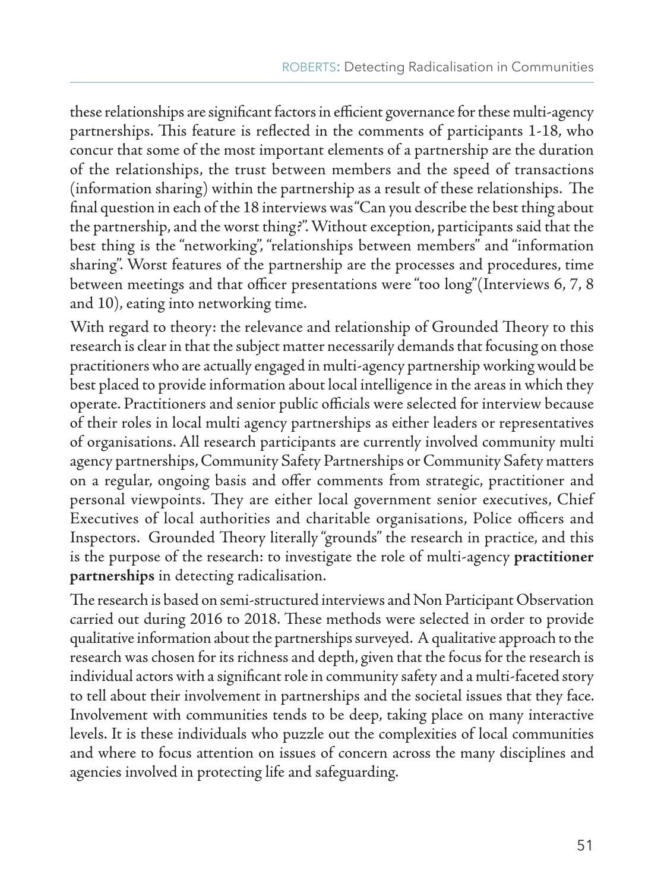these relationships are significant factors in efficient governance for these multi-agency partnerships. This feature is reflected in the comments of participants 1-18, who concur that some of the most important elements of a partnership are the duration of the relationships, the trust between members and the speed of transactions (information sharing) within the partnership as a result of these relationships. The final question in each of the 18 interviews was "Can you describe the best thing about the partnership, and the worst thing?". Without exception, participants said that the best thing is the "networking", "relationships between members" and "information sharing". Worst features of the partnership are the processes and procedures, time between meetings and that officer presentations were "too long"(Interviews 6, 7, 8 and 10), eating into networking time.

With regard to theory: the relevance and relationship of Grounded Theory to this research is clear in that the subject matter necessarily demands that focusing on those practitioners who are actually engaged in multi-agency partnership working would be best placed to provide information about local intelligence in the areas in which they operate. Practitioners and senior public officials were selected for interview because of their roles in local multi agency partnerships as either leaders or representatives of organisations. All research participants are currently involved community multi agency partnerships, Community Safety Partnerships or Community Safety matters on a regular, ongoing basis and offer comments from strategic, practitioner and personal viewpoints. They are either local government senior executives, Chief Executives of local authorities and charitable organisations, Police officers and Inspectors. Grounded Theory literally "grounds" the research in practice, and this is the purpose of the research: to investigate the role of multi-agency **practitioner partnerships** in detecting radicalisation.

The research is based on semi-structured interviews and Non Participant Observation carried out during 2016 to 2018. These methods were selected in order to provide qualitative information about the partnerships surveyed. A qualitative approach to the research was chosen for its richness and depth, given that the focus for the research is individual actors with a significant role in community safety and a multi-faceted story to tell about their involvement in partnerships and the societal issues that they face. Involvement with communities tends to be deep, taking place on many interactive levels. It is these individuals who puzzle out the complexities of local communities and where to focus attention on issues of concern across the many disciplines and agencies involved in protecting life and safeguarding.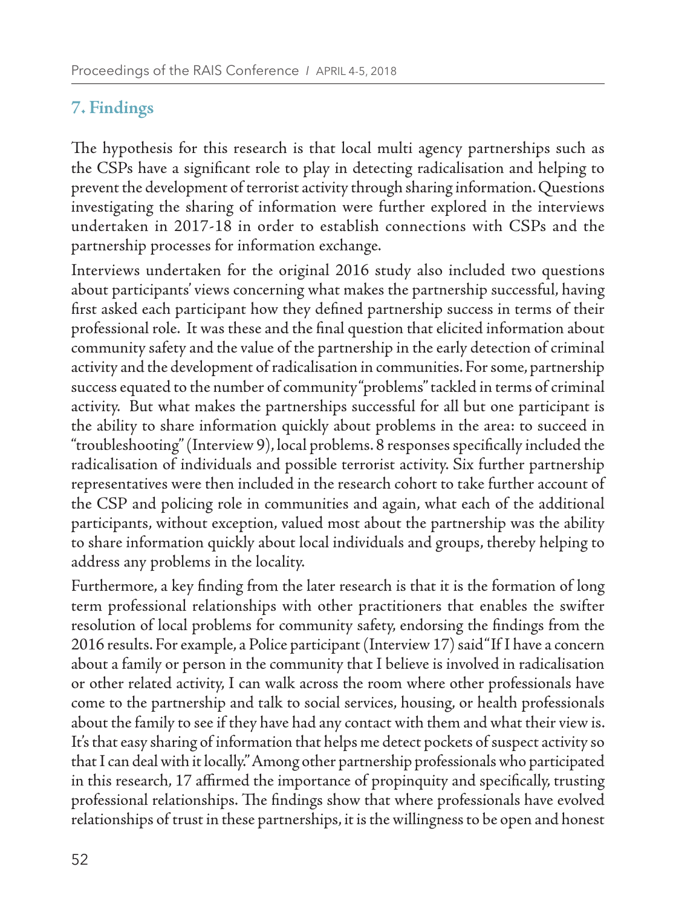## 7. Findings

The hypothesis for this research is that local multi agency partnerships such as the CSPs have a significant role to play in detecting radicalisation and helping to prevent the development of terrorist activity through sharing information. Questions investigating the sharing of information were further explored in the interviews undertaken in 2017-18 in order to establish connections with CSPs and the partnership processes for information exchange.

Interviews undertaken for the original 2016 study also included two questions about participants' views concerning what makes the partnership successful, having first asked each participant how they defined partnership success in terms of their professional role. It was these and the final question that elicited information about community safety and the value of the partnership in the early detection of criminal activity and the development of radicalisation in communities. For some, partnership success equated to the number of community "problems" tackled in terms of criminal activity. But what makes the partnerships successful for all but one participant is the ability to share information quickly about problems in the area: to succeed in "troubleshooting" (Interview 9), local problems. 8 responses specifically included the radicalisation of individuals and possible terrorist activity. Six further partnership representatives were then included in the research cohort to take further account of the CSP and policing role in communities and again, what each of the additional participants, without exception, valued most about the partnership was the ability to share information quickly about local individuals and groups, thereby helping to address any problems in the locality.

Furthermore, a key finding from the later research is that it is the formation of long term professional relationships with other practitioners that enables the swifter resolution of local problems for community safety, endorsing the findings from the 2016 results. For example, a Police participant (Interview 17) said "If I have a concern about a family or person in the community that I believe is involved in radicalisation or other related activity, I can walk across the room where other professionals have come to the partnership and talk to social services, housing, or health professionals about the family to see if they have had any contact with them and what their view is. It's that easy sharing of information that helps me detect pockets of suspect activity so that I can deal with it locally." Among other partnership professionals who participated in this research, 17 affirmed the importance of propinquity and specifically, trusting professional relationships. The findings show that where professionals have evolved relationships of trust in these partnerships, it is the willingness to be open and honest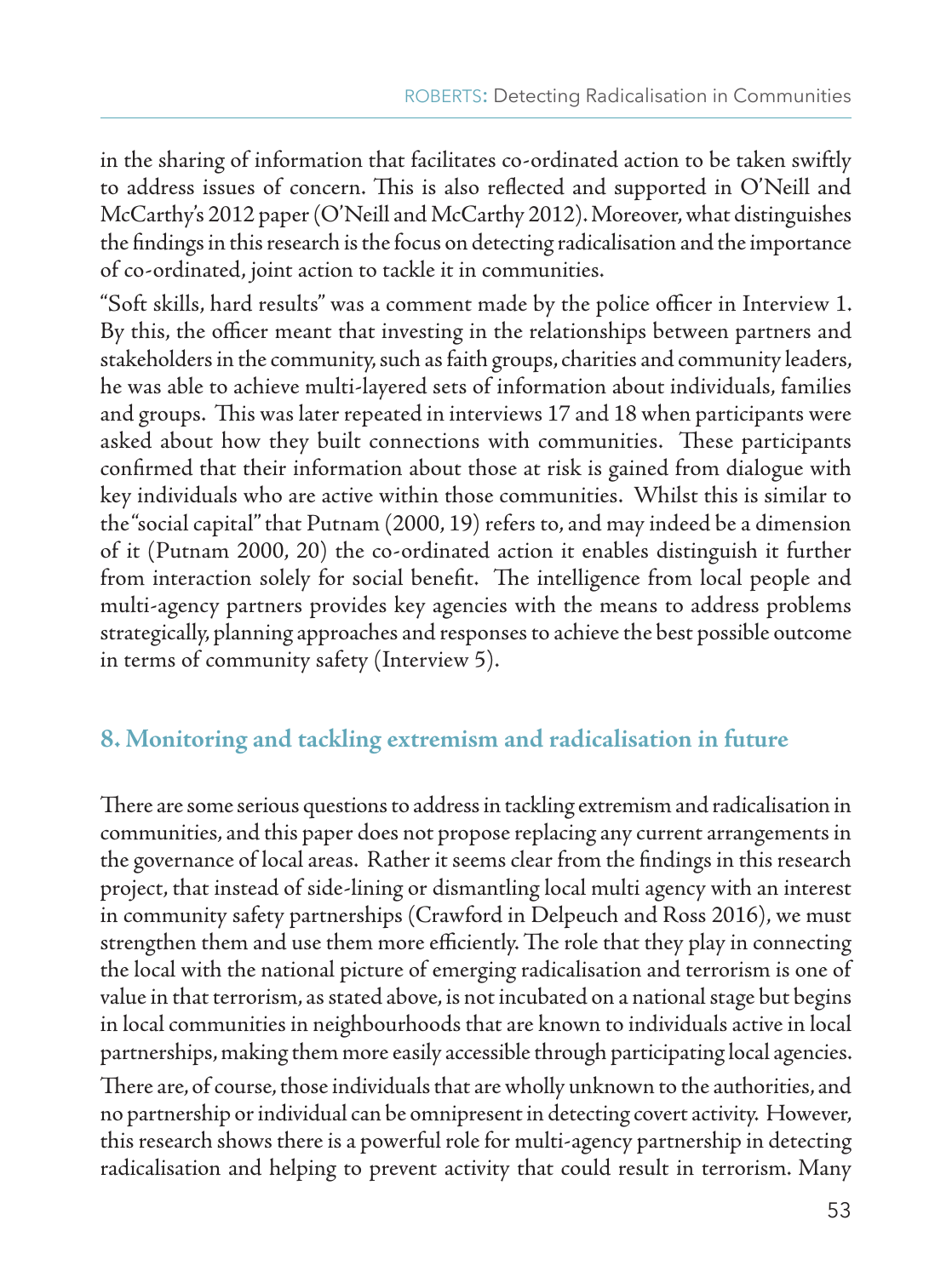in the sharing of information that facilitates co-ordinated action to be taken swiftly to address issues of concern. This is also reflected and supported in O'Neill and McCarthy's 2012 paper (O'Neill and McCarthy 2012). Moreover, what distinguishes the findings in this research is the focus on detecting radicalisation and the importance of co-ordinated, joint action to tackle it in communities.

"Soft skills, hard results" was a comment made by the police officer in Interview 1. By this, the officer meant that investing in the relationships between partners and stakeholders in the community, such as faith groups, charities and community leaders, he was able to achieve multi-layered sets of information about individuals, families and groups. This was later repeated in interviews 17 and 18 when participants were asked about how they built connections with communities. These participants confirmed that their information about those at risk is gained from dialogue with key individuals who are active within those communities. Whilst this is similar to the "social capital" that Putnam (2000, 19) refers to, and may indeed be a dimension of it (Putnam 2000, 20) the co-ordinated action it enables distinguish it further from interaction solely for social benefit. The intelligence from local people and multi-agency partners provides key agencies with the means to address problems strategically, planning approaches and responses to achieve the best possible outcome in terms of community safety (Interview 5).

## 8. Monitoring and tackling extremism and radicalisation in future

There are some serious questions to address in tackling extremism and radicalisation in communities, and this paper does not propose replacing any current arrangements in the governance of local areas. Rather it seems clear from the findings in this research project, that instead of side-lining or dismantling local multi agency with an interest in community safety partnerships (Crawford in Delpeuch and Ross 2016), we must strengthen them and use them more efficiently. The role that they play in connecting the local with the national picture of emerging radicalisation and terrorism is one of value in that terrorism, as stated above, is not incubated on a national stage but begins in local communities in neighbourhoods that are known to individuals active in local partnerships, making them more easily accessible through participating local agencies.

There are, of course, those individuals that are wholly unknown to the authorities, and no partnership or individual can be omnipresent in detecting covert activity. However, this research shows there is a powerful role for multi-agency partnership in detecting radicalisation and helping to prevent activity that could result in terrorism. Many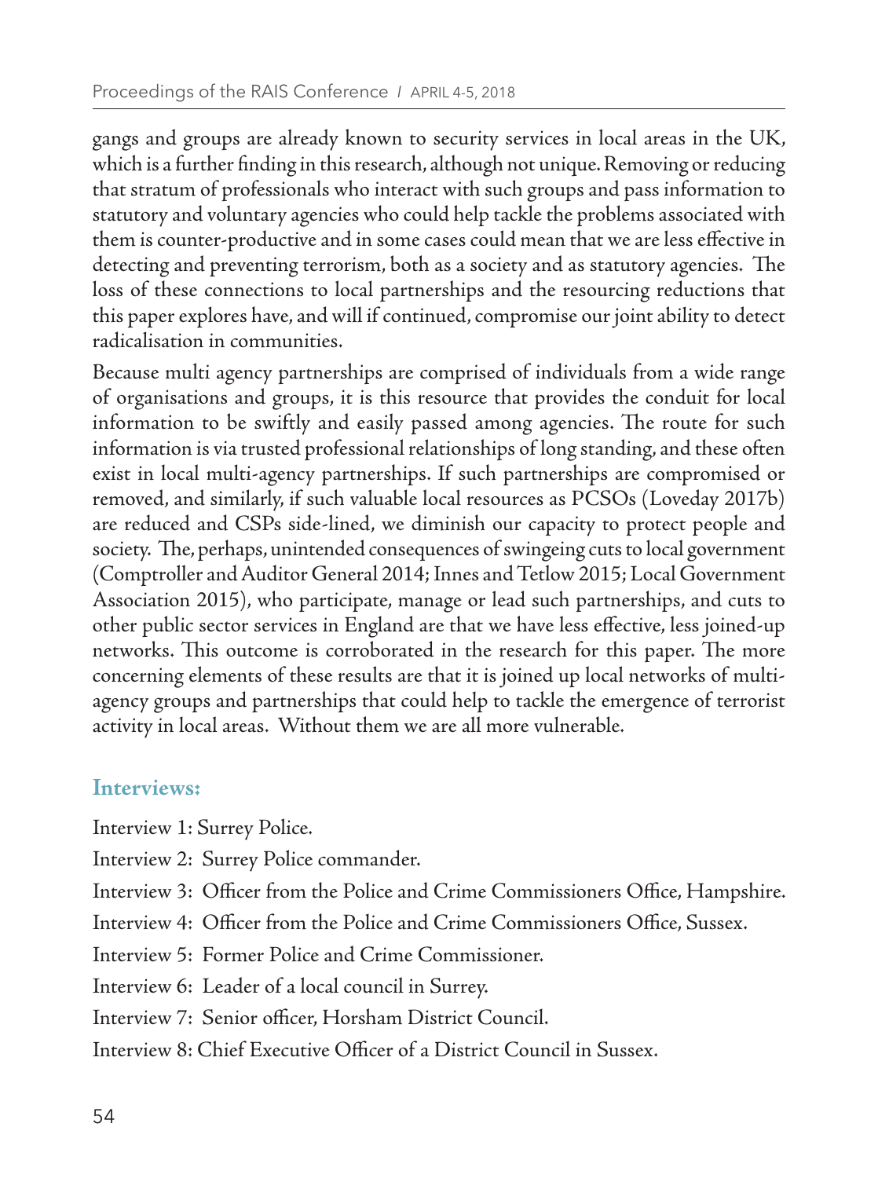gangs and groups are already known to security services in local areas in the UK, which is a further finding in this research, although not unique. Removing or reducing that stratum of professionals who interact with such groups and pass information to statutory and voluntary agencies who could help tackle the problems associated with them is counter-productive and in some cases could mean that we are less effective in detecting and preventing terrorism, both as a society and as statutory agencies. The loss of these connections to local partnerships and the resourcing reductions that this paper explores have, and will if continued, compromise our joint ability to detect radicalisation in communities.

Because multi agency partnerships are comprised of individuals from a wide range of organisations and groups, it is this resource that provides the conduit for local information to be swiftly and easily passed among agencies. The route for such information is via trusted professional relationships of long standing, and these often exist in local multi-agency partnerships. If such partnerships are compromised or removed, and similarly, if such valuable local resources as PCSOs (Loveday 2017b) are reduced and CSPs side-lined, we diminish our capacity to protect people and society. The, perhaps, unintended consequences of swingeing cuts to local government (Comptroller and Auditor General 2014; Innes and Tetlow 2015; Local Government Association 2015), who participate, manage or lead such partnerships, and cuts to other public sector services in England are that we have less effective, less joined-up networks. This outcome is corroborated in the research for this paper. The more concerning elements of these results are that it is joined up local networks of multi-agency groups and partnerships that could help to tackle the emergence of terrorist activity in local areas. Without them we are all more vulnerable.

## Interviews:

Interview 1: Surrey Police.

Interview 2: Surrey Police commander.

Interview 3: Officer from the Police and Crime Commissioners Office, Hampshire.

Interview 4: Officer from the Police and Crime Commissioners Office, Sussex.

Interview 5: Former Police and Crime Commissioner.

Interview 6: Leader of a local council in Surrey.

Interview 7: Senior officer, Horsham District Council.

Interview 8: Chief Executive Officer of a District Council in Sussex.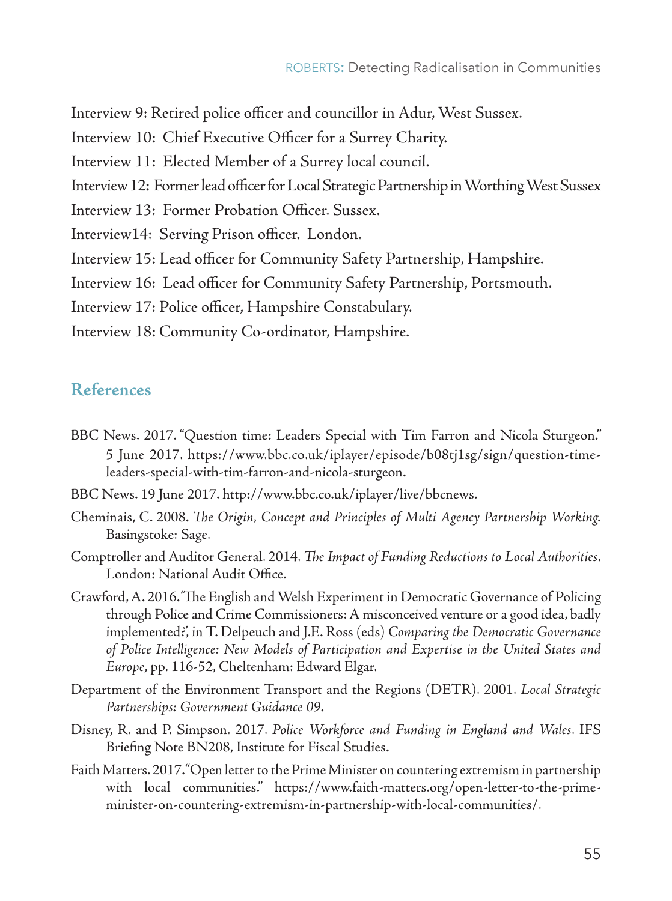Interview 9: Retired police officer and councillor in Adur, West Sussex.

Interview 10: Chief Executive Officer for a Surrey Charity.

Interview 11: Elected Member of a Surrey local council.

Interview 12: Former lead officer for Local Strategic Partnership in Worthing West Sussex

Interview 13: Former Probation Officer. Sussex.

Interview14: Serving Prison officer. London.

Interview 15: Lead officer for Community Safety Partnership, Hampshire.

Interview 16: Lead officer for Community Safety Partnership, Portsmouth.

Interview 17: Police officer, Hampshire Constabulary.

Interview 18: Community Co-ordinator, Hampshire.

## References

BBC News. 2017. "Question time: Leaders Special with Tim Farron and Nicola Sturgeon." 5 June 2017. https://www.bbc.co.uk/iplayer/episode/b08tj1sg/sign/question-time-leaders-special-with-tim-farron-and-nicola-sturgeon.

BBC News. 19 June 2017. http://www.bbc.co.uk/iplayer/live/bbcnews.

Cheminais, C. 2008. *The Origin, Concept and Principles of Multi Agency Partnership Working.* Basingstoke: Sage.

Comptroller and Auditor General. 2014. *The Impact of Funding Reductions to Local Authorities*. London: National Audit Office.

Crawford, A. 2016. 'The English and Welsh Experiment in Democratic Governance of Policing through Police and Crime Commissioners: A misconceived venture or a good idea, badly implemented?', in T. Delpeuch and J.E. Ross (eds) *Comparing the Democratic Governance of Police Intelligence: New Models of Participation and Expertise in the United States and Europe*, pp. 116-52, Cheltenham: Edward Elgar.

Department of the Environment Transport and the Regions (DETR). 2001. *Local Strategic Partnerships: Government Guidance 09*.

Disney, R. and P. Simpson. 2017. *Police Workforce and Funding in England and Wales*. IFS Briefing Note BN208, Institute for Fiscal Studies.

Faith Matters. 2017. "Open letter to the Prime Minister on countering extremism in partnership with local communities." https://www.faith-matters.org/open-letter-to-the-prime-minister-on-countering-extremism-in-partnership-with-local-communities/.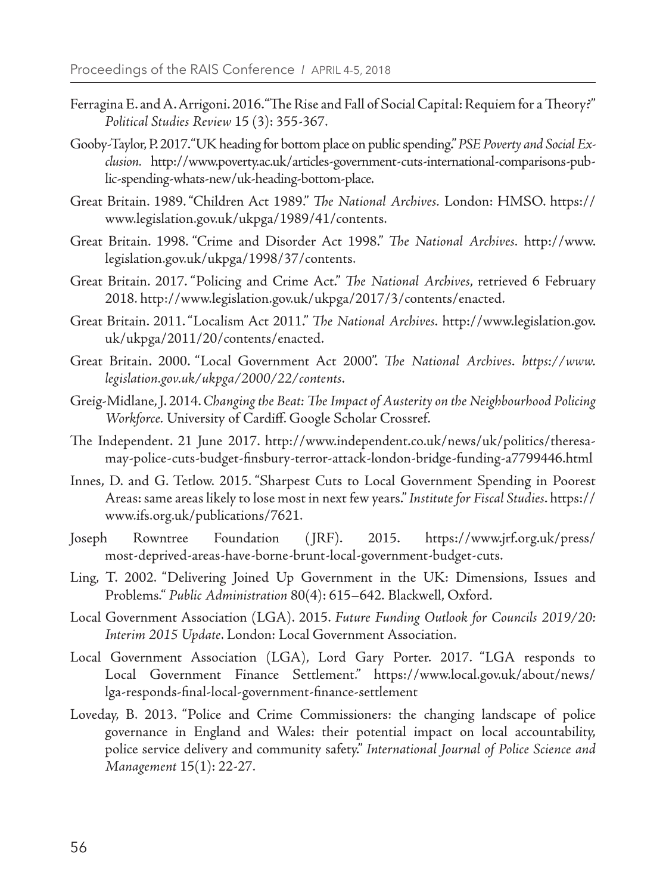Ferragina E. and A. Arrigoni. 2016. "The Rise and Fall of Social Capital: Requiem for a Theory?" *Political Studies Review* 15 (3): 355-367.

Gooby-Taylor, P. 2017. "UK heading for bottom place on public spending." *PSE Poverty and Social Exclusion*. http://www.poverty.ac.uk/articles-government-cuts-international-comparisons-public-spending-whats-new/uk-heading-bottom-place.

Great Britain. 1989. "Children Act 1989." *The National Archives*. London: HMSO. https://www.legislation.gov.uk/ukpga/1989/41/contents.

Great Britain. 1998. "Crime and Disorder Act 1998." *The National Archives*. http://www.legislation.gov.uk/ukpga/1998/37/contents.

Great Britain. 2017. "Policing and Crime Act." *The National Archives*, retrieved 6 February 2018. http://www.legislation.gov.uk/ukpga/2017/3/contents/enacted.

Great Britain. 2011. "Localism Act 2011." *The National Archives*. http://www.legislation.gov.uk/ukpga/2011/20/contents/enacted.

Great Britain. 2000. "Local Government Act 2000". *The National Archives. https://www.legislation.gov.uk/ukpga/2000/22/contents*.

Greig-Midlane, J. 2014. *Changing the Beat: The Impact of Austerity on the Neighbourhood Policing Workforce*. University of Cardiff. Google Scholar Crossref.

The Independent. 21 June 2017. http://www.independent.co.uk/news/uk/politics/theresa-may-police-cuts-budget-finsbury-terror-attack-london-bridge-funding-a7799446.html

Innes, D. and G. Tetlow. 2015. "Sharpest Cuts to Local Government Spending in Poorest Areas: same areas likely to lose most in next few years." *Institute for Fiscal Studies*. https://www.ifs.org.uk/publications/7621.

Joseph Rowntree Foundation (JRF). 2015. https://www.jrf.org.uk/press/most-deprived-areas-have-borne-brunt-local-government-budget-cuts.

Ling, T. 2002. "Delivering Joined Up Government in the UK: Dimensions, Issues and Problems." *Public Administration* 80(4): 615–642. Blackwell, Oxford.

Local Government Association (LGA). 2015. *Future Funding Outlook for Councils 2019/20: Interim 2015 Update*. London: Local Government Association.

Local Government Association (LGA), Lord Gary Porter. 2017. "LGA responds to Local Government Finance Settlement." https://www.local.gov.uk/about/news/lga-responds-final-local-government-finance-settlement

Loveday, B. 2013. "Police and Crime Commissioners: the changing landscape of police governance in England and Wales: their potential impact on local accountability, police service delivery and community safety." *International Journal of Police Science and Management* 15(1): 22-27.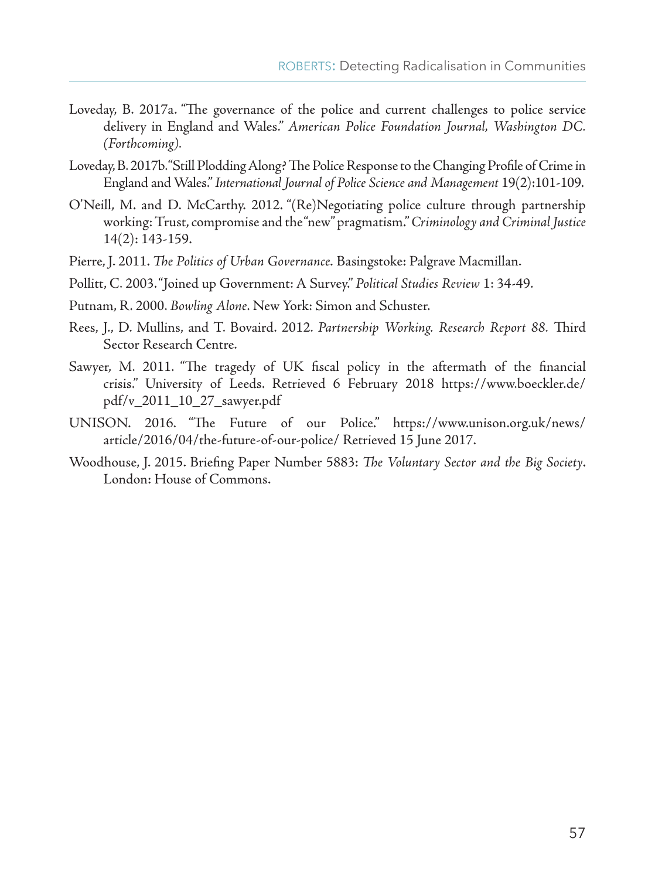Loveday, B. 2017a. "The governance of the police and current challenges to police service delivery in England and Wales." *American Police Foundation Journal, Washington DC. (Forthcoming).*

Loveday, B. 2017b. "Still Plodding Along? The Police Response to the Changing Profile of Crime in England and Wales." *International Journal of Police Science and Management* 19(2):101-109.

O'Neill, M. and D. McCarthy. 2012. "(Re)Negotiating police culture through partnership working: Trust, compromise and the "new" pragmatism." *Criminology and Criminal Justice* 14(2): 143-159.

Pierre, J. 2011. *The Politics of Urban Governance.* Basingstoke: Palgrave Macmillan.

Pollitt, C. 2003. "Joined up Government: A Survey." *Political Studies Review* 1: 34-49.

Putnam, R. 2000. *Bowling Alone*. New York: Simon and Schuster.

Rees, J., D. Mullins, and T. Bovaird. 2012. *Partnership Working. Research Report 88.* Third Sector Research Centre.

Sawyer, M. 2011. "The tragedy of UK fiscal policy in the aftermath of the financial crisis." University of Leeds. Retrieved 6 February 2018 https://www.boeckler.de/pdf/v_2011_10_27_sawyer.pdf

UNISON. 2016. "The Future of our Police." https://www.unison.org.uk/news/article/2016/04/the-future-of-our-police/ Retrieved 15 June 2017.

Woodhouse, J. 2015. Briefing Paper Number 5883: *The Voluntary Sector and the Big Society*. London: House of Commons.